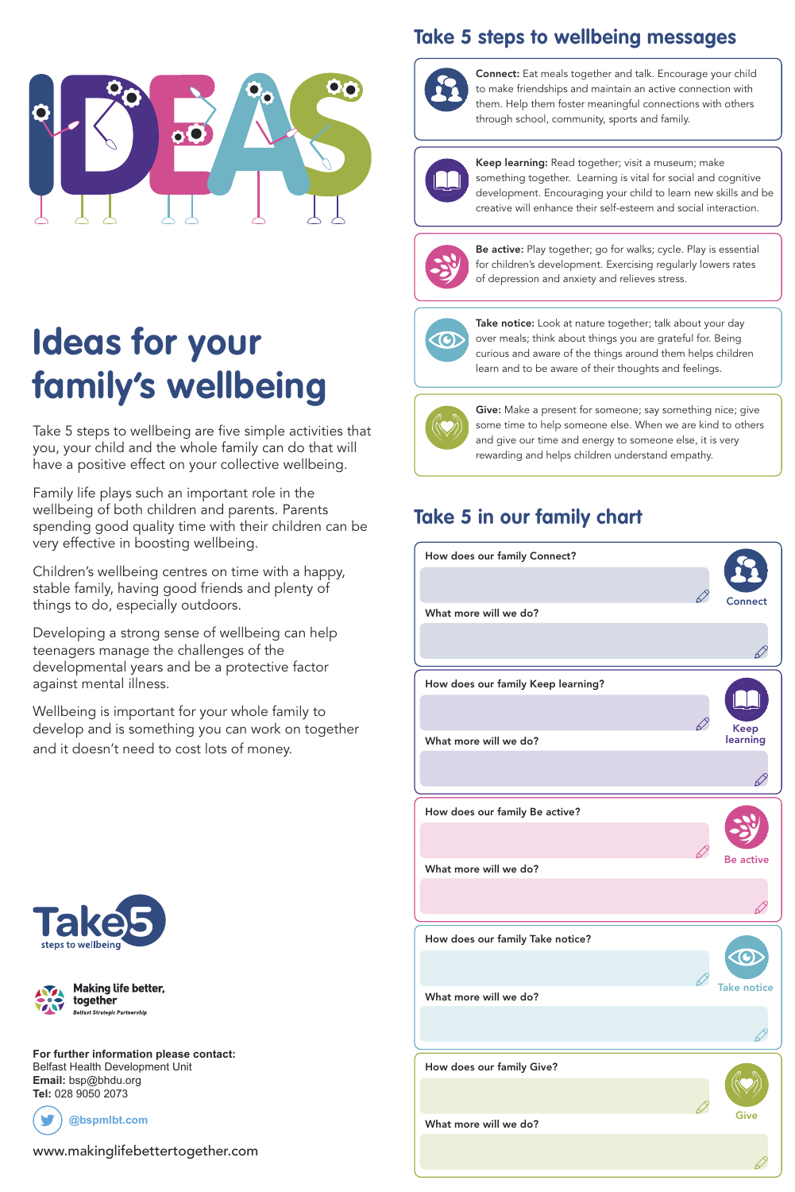# Ideas for your family's wellbeing

Take 5 steps to wellbeing are five simple activities that you, your child and the whole family can do that will have a positive effect on your collective wellbeing.

Family life plays such an important role in the wellbeing of both children and parents. Parents spending good quality time with their children can be very effective in boosting wellbeing.

Children's wellbeing centres on time with a happy, stable family, having good friends and plenty of things to do, especially outdoors.

Developing a strong sense of wellbeing can help teenagers manage the challenges of the developmental years and be a protective factor against mental illness.

Wellbeing is important for your whole family to develop and is something you can work on together and it doesn't need to cost lots of money.

Take5 steps to wellbeing

Making life better, together
Belfast Strategic Partnership

**For further information please contact:**
Belfast Health Development Unit
**Email:** bsp@bhdu.org
**Tel:** 028 9050 2073

@bspmlbt.com

www.makinglifebettertogether.com

## Take 5 steps to wellbeing messages

**Connect:** Eat meals together and talk. Encourage your child to make friendships and maintain an active connection with them. Help them foster meaningful connections with others through school, community, sports and family.

**Keep learning:** Read together; visit a museum; make something together. Learning is vital for social and cognitive development. Encouraging your child to learn new skills and be creative will enhance their self-esteem and social interaction.

**Be active:** Play together; go for walks; cycle. Play is essential for children's development. Exercising regularly lowers rates of depression and anxiety and relieves stress.

**Take notice:** Look at nature together; talk about your day over meals; think about things you are grateful for. Being curious and aware of the things around them helps children learn and to be aware of their thoughts and feelings.

**Give:** Make a present for someone; say something nice; give some time to help someone else. When we are kind to others and give our time and energy to someone else, it is very rewarding and helps children understand empathy.

## Take 5 in our family chart

**Connect**

How does our family Connect?

What more will we do?

**Keep learning**

How does our family Keep learning?

What more will we do?

**Be active**

How does our family Be active?

What more will we do?

**Take notice**

How does our family Take notice?

What more will we do?

**Give**

How does our family Give?

What more will we do?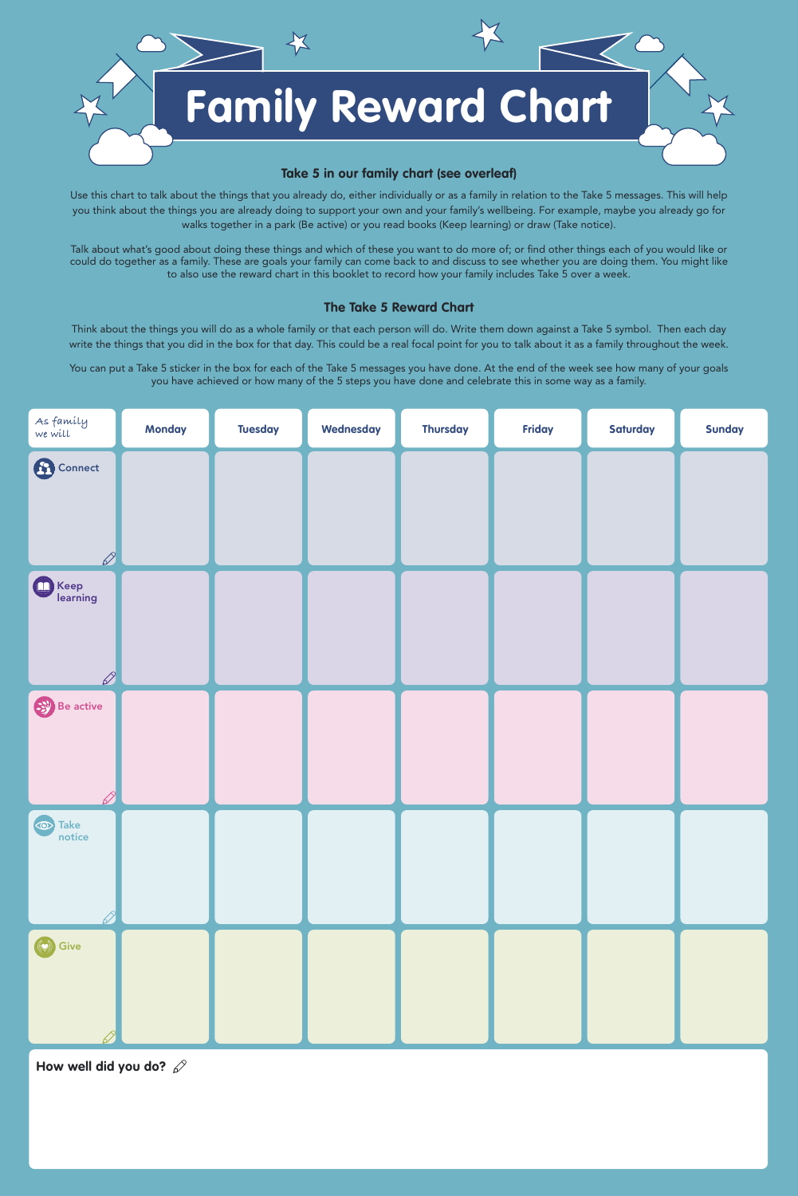# Family Reward Chart

### Take 5 in our family chart (see overleaf)

Use this chart to talk about the things that you already do, either individually or as a family in relation to the Take 5 messages. This will help you think about the things you are already doing to support your own and your family's wellbeing. For example, maybe you already go for walks together in a park (Be active) or you read books (Keep learning) or draw (Take notice).

Talk about what's good about doing these things and which of these you want to do more of; or find other things each of you would like or could do together as a family. These are goals your family can come back to and discuss to see whether you are doing them. You might like to also use the reward chart in this booklet to record how your family includes Take 5 over a week.

### The Take 5 Reward Chart

Think about the things you will do as a whole family or that each person will do. Write them down against a Take 5 symbol. Then each day write the things that you did in the box for that day. This could be a real focal point for you to talk about it as a family throughout the week.

You can put a Take 5 sticker in the box for each of the Take 5 messages you have done. At the end of the week see how many of your goals you have achieved or how many of the 5 steps you have done and celebrate this in some way as a family.

| As family we will | Monday | Tuesday | Wednesday | Thursday | Friday | Saturday | Sunday |
|---|---|---|---|---|---|---|---|
| Connect | | | | | | | |
| Keep learning | | | | | | | |
| Be active | | | | | | | |
| Take notice | | | | | | | |
| Give | | | | | | | |

**How well did you do?**